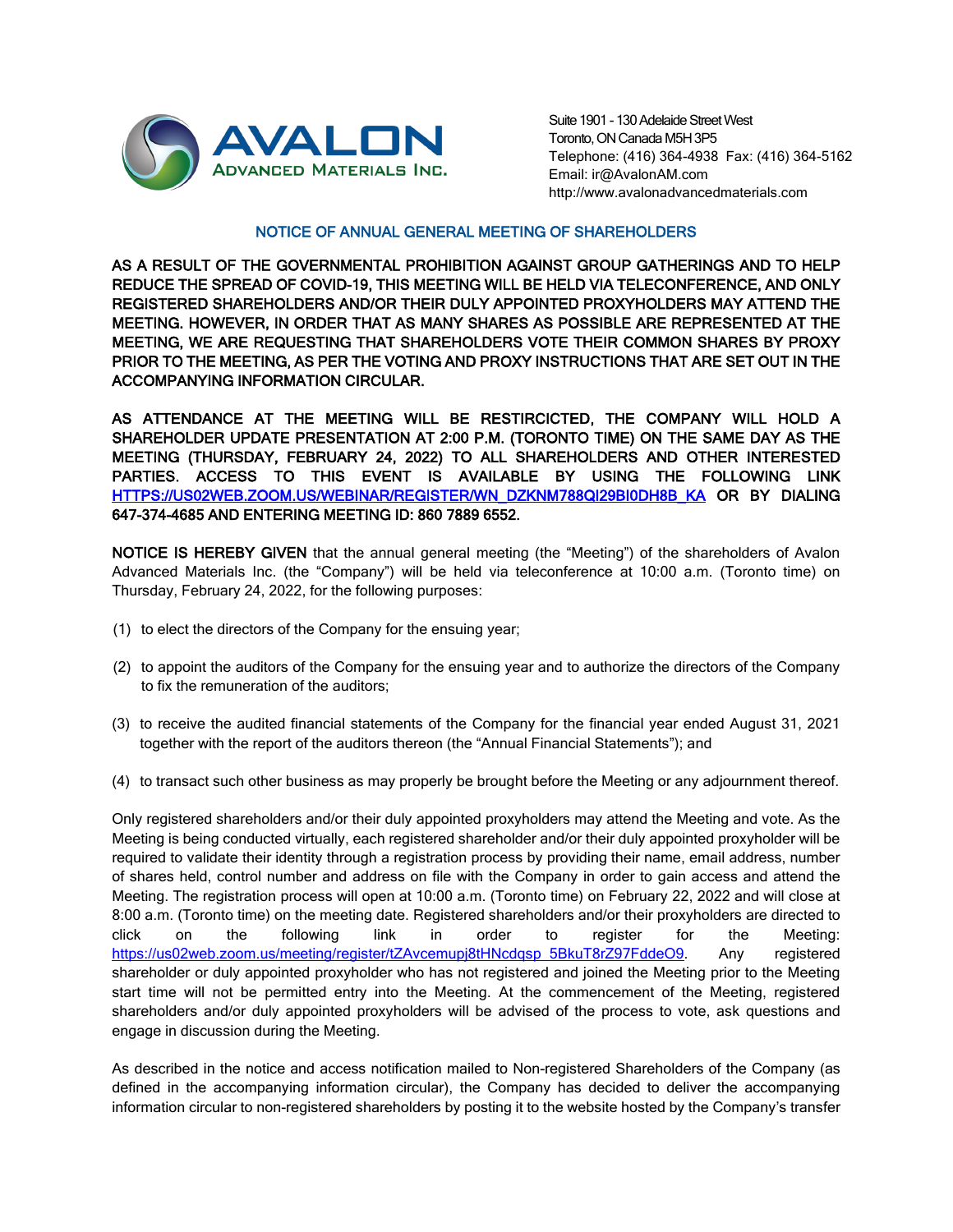AVALON
ADVANCED MATERIALS INC.

Suite 1901 - 130 Adelaide Street West
Toronto, ON Canada M5H 3P5
Telephone: (416) 364-4938 Fax: (416) 364-5162
Email: ir@AvalonAM.com
http://www.avalonadvancedmaterials.com

## NOTICE OF ANNUAL GENERAL MEETING OF SHAREHOLDERS

**AS A RESULT OF THE GOVERNMENTAL PROHIBITION AGAINST GROUP GATHERINGS AND TO HELP REDUCE THE SPREAD OF COVID-19, THIS MEETING WILL BE HELD VIA TELECONFERENCE, AND ONLY REGISTERED SHAREHOLDERS AND/OR THEIR DULY APPOINTED PROXYHOLDERS MAY ATTEND THE MEETING. HOWEVER, IN ORDER THAT AS MANY SHARES AS POSSIBLE ARE REPRESENTED AT THE MEETING, WE ARE REQUESTING THAT SHAREHOLDERS VOTE THEIR COMMON SHARES BY PROXY PRIOR TO THE MEETING, AS PER THE VOTING AND PROXY INSTRUCTIONS THAT ARE SET OUT IN THE ACCOMPANYING INFORMATION CIRCULAR.**

**AS ATTENDANCE AT THE MEETING WILL BE RESTIRCICTED, THE COMPANY WILL HOLD A SHAREHOLDER UPDATE PRESENTATION AT 2:00 P.M. (TORONTO TIME) ON THE SAME DAY AS THE MEETING (THURSDAY, FEBRUARY 24, 2022) TO ALL SHAREHOLDERS AND OTHER INTERESTED PARTIES. ACCESS TO THIS EVENT IS AVAILABLE BY USING THE FOLLOWING LINK HTTPS://US02WEB.ZOOM.US/WEBINAR/REGISTER/WN_DZKNM788QI29BI0DH8B_KA OR BY DIALING 647-374-4685 AND ENTERING MEETING ID: 860 7889 6552.**

**NOTICE IS HEREBY GIVEN** that the annual general meeting (the "Meeting") of the shareholders of Avalon Advanced Materials Inc. (the "Company") will be held via teleconference at 10:00 a.m. (Toronto time) on Thursday, February 24, 2022, for the following purposes:

(1) to elect the directors of the Company for the ensuing year;

(2) to appoint the auditors of the Company for the ensuing year and to authorize the directors of the Company to fix the remuneration of the auditors;

(3) to receive the audited financial statements of the Company for the financial year ended August 31, 2021 together with the report of the auditors thereon (the "Annual Financial Statements"); and

(4) to transact such other business as may properly be brought before the Meeting or any adjournment thereof.

Only registered shareholders and/or their duly appointed proxyholders may attend the Meeting and vote. As the Meeting is being conducted virtually, each registered shareholder and/or their duly appointed proxyholder will be required to validate their identity through a registration process by providing their name, email address, number of shares held, control number and address on file with the Company in order to gain access and attend the Meeting. The registration process will open at 10:00 a.m. (Toronto time) on February 22, 2022 and will close at 8:00 a.m. (Toronto time) on the meeting date. Registered shareholders and/or their proxyholders are directed to click on the following link in order to register for the Meeting: https://us02web.zoom.us/meeting/register/tZAvcemupj8tHNcdqsp_5BkuT8rZ97FddeO9. Any registered shareholder or duly appointed proxyholder who has not registered and joined the Meeting prior to the Meeting start time will not be permitted entry into the Meeting. At the commencement of the Meeting, registered shareholders and/or duly appointed proxyholders will be advised of the process to vote, ask questions and engage in discussion during the Meeting.

As described in the notice and access notification mailed to Non-registered Shareholders of the Company (as defined in the accompanying information circular), the Company has decided to deliver the accompanying information circular to non-registered shareholders by posting it to the website hosted by the Company's transfer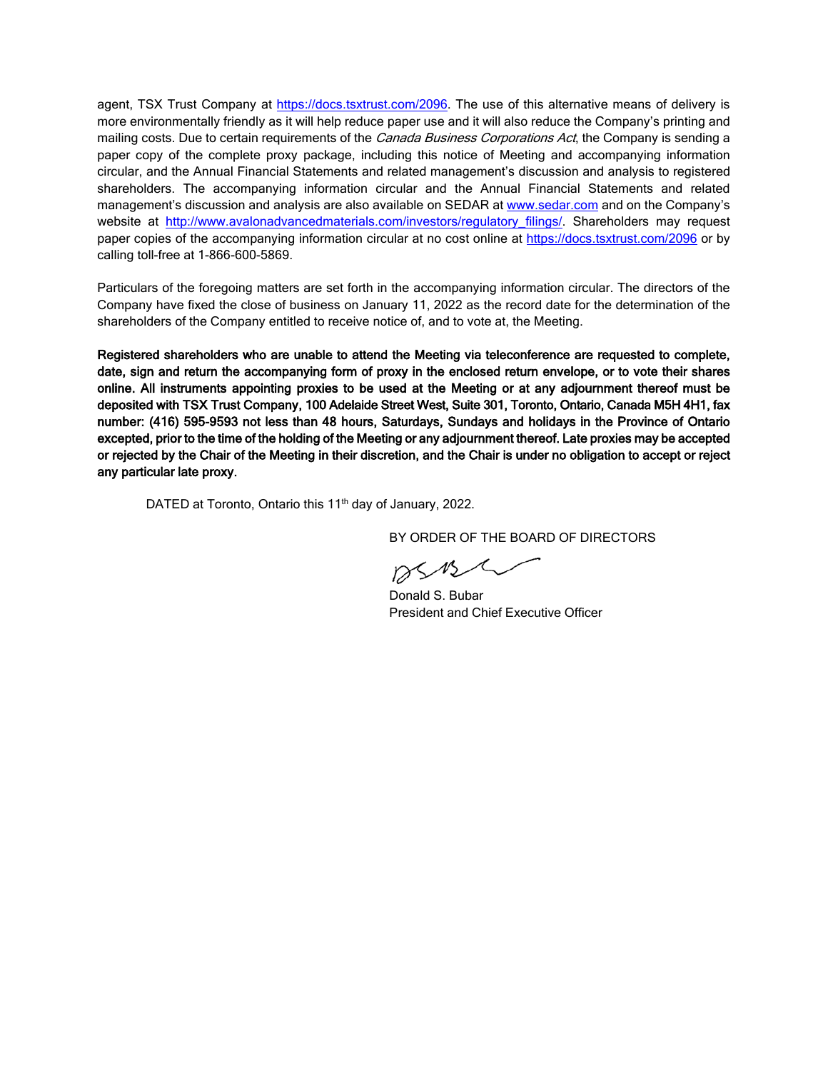agent, TSX Trust Company at https://docs.tsxtrust.com/2096. The use of this alternative means of delivery is more environmentally friendly as it will help reduce paper use and it will also reduce the Company's printing and mailing costs. Due to certain requirements of the *Canada Business Corporations Act*, the Company is sending a paper copy of the complete proxy package, including this notice of Meeting and accompanying information circular, and the Annual Financial Statements and related management's discussion and analysis to registered shareholders. The accompanying information circular and the Annual Financial Statements and related management's discussion and analysis are also available on SEDAR at www.sedar.com and on the Company's website at http://www.avalonadvancedmaterials.com/investors/regulatory_filings/. Shareholders may request paper copies of the accompanying information circular at no cost online at https://docs.tsxtrust.com/2096 or by calling toll-free at 1-866-600-5869.

Particulars of the foregoing matters are set forth in the accompanying information circular. The directors of the Company have fixed the close of business on January 11, 2022 as the record date for the determination of the shareholders of the Company entitled to receive notice of, and to vote at, the Meeting.

**Registered shareholders who are unable to attend the Meeting via teleconference are requested to complete, date, sign and return the accompanying form of proxy in the enclosed return envelope, or to vote their shares online. All instruments appointing proxies to be used at the Meeting or at any adjournment thereof must be deposited with TSX Trust Company, 100 Adelaide Street West, Suite 301, Toronto, Ontario, Canada M5H 4H1, fax number: (416) 595-9593 not less than 48 hours, Saturdays, Sundays and holidays in the Province of Ontario excepted, prior to the time of the holding of the Meeting or any adjournment thereof. Late proxies may be accepted or rejected by the Chair of the Meeting in their discretion, and the Chair is under no obligation to accept or reject any particular late proxy.**

DATED at Toronto, Ontario this 11th day of January, 2022.

BY ORDER OF THE BOARD OF DIRECTORS

Donald S. Bubar
President and Chief Executive Officer